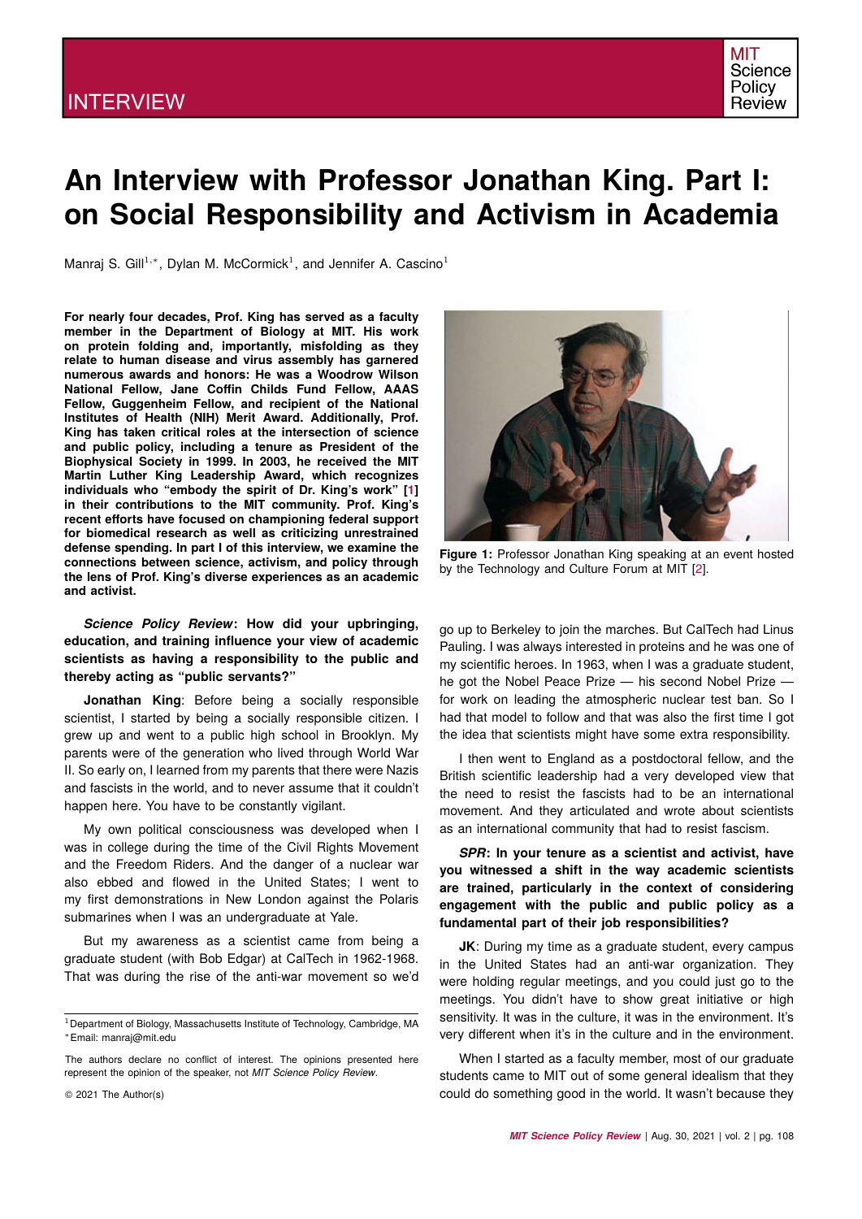# An Interview with Professor Jonathan King. Part I: on Social Responsibility and Activism in Academia

Manraj S. Gill[1,*], Dylan M. McCormick[1], and Jennifer A. Cascino[1]

**For nearly four decades, Prof. King has served as a faculty member in the Department of Biology at MIT. His work on protein folding and, importantly, misfolding as they relate to human disease and virus assembly has garnered numerous awards and honors: He was a Woodrow Wilson National Fellow, Jane Coffin Childs Fund Fellow, AAAS Fellow, Guggenheim Fellow, and recipient of the National Institutes of Health (NIH) Merit Award. Additionally, Prof. King has taken critical roles at the intersection of science and public policy, including a tenure as President of the Biophysical Society in 1999. In 2003, he received the MIT Martin Luther King Leadership Award, which recognizes individuals who "embody the spirit of Dr. King's work" [1] in their contributions to the MIT community. Prof. King's recent efforts have focused on championing federal support for biomedical research as well as criticizing unrestrained defense spending. In part I of this interview, we examine the connections between science, activism, and policy through the lens of Prof. King's diverse experiences as an academic and activist.**

**Figure 1:** Professor Jonathan King speaking at an event hosted by the Technology and Culture Forum at MIT [2].

***Science Policy Review*: How did your upbringing, education, and training influence your view of academic scientists as having a responsibility to the public and thereby acting as "public servants?"**

**Jonathan King**: Before being a socially responsible scientist, I started by being a socially responsible citizen. I grew up and went to a public high school in Brooklyn. My parents were of the generation who lived through World War II. So early on, I learned from my parents that there were Nazis and fascists in the world, and to never assume that it couldn't happen here. You have to be constantly vigilant.

My own political consciousness was developed when I was in college during the time of the Civil Rights Movement and the Freedom Riders. And the danger of a nuclear war also ebbed and flowed in the United States; I went to my first demonstrations in New London against the Polaris submarines when I was an undergraduate at Yale.

But my awareness as a scientist came from being a graduate student (with Bob Edgar) at CalTech in 1962-1968. That was during the rise of the anti-war movement so we'd go up to Berkeley to join the marches. But CalTech had Linus Pauling. I was always interested in proteins and he was one of my scientific heroes. In 1963, when I was a graduate student, he got the Nobel Peace Prize — his second Nobel Prize — for work on leading the atmospheric nuclear test ban. So I had that model to follow and that was also the first time I got the idea that scientists might have some extra responsibility.

I then went to England as a postdoctoral fellow, and the British scientific leadership had a very developed view that the need to resist the fascists had to be an international movement. And they articulated and wrote about scientists as an international community that had to resist fascism.

***SPR*: In your tenure as a scientist and activist, have you witnessed a shift in the way academic scientists are trained, particularly in the context of considering engagement with the public and public policy as a fundamental part of their job responsibilities?**

**JK**: During my time as a graduate student, every campus in the United States had an anti-war organization. They were holding regular meetings, and you could just go to the meetings. You didn't have to show great initiative or high sensitivity. It was in the culture, it was in the environment. It's very different when it's in the culture and in the environment.

When I started as a faculty member, most of our graduate students came to MIT out of some general idealism that they could do something good in the world. It wasn't because they

[1] Department of Biology, Massachusetts Institute of Technology, Cambridge, MA
[*] Email: manraj@mit.edu

The authors declare no conflict of interest. The opinions presented here represent the opinion of the speaker, not *MIT Science Policy Review*.

© 2021 The Author(s)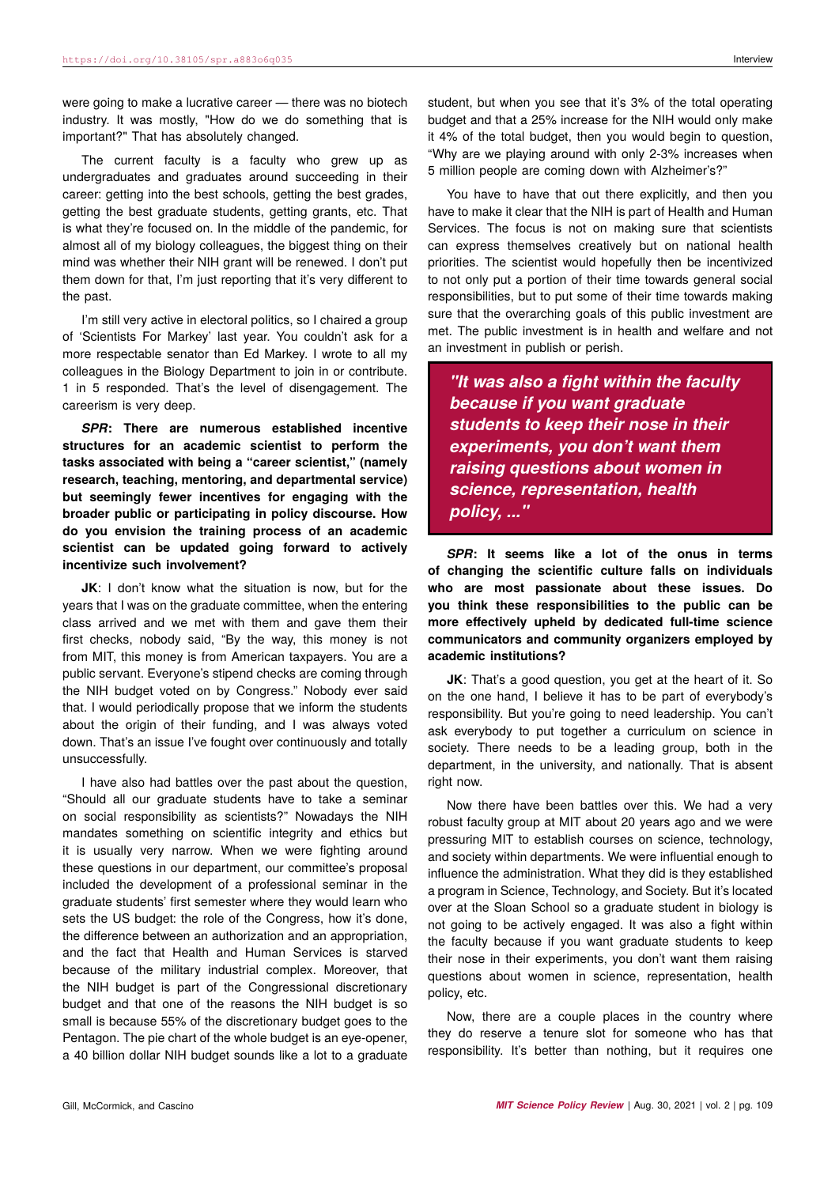were going to make a lucrative career — there was no biotech industry. It was mostly, "How do we do something that is important?" That has absolutely changed.

The current faculty is a faculty who grew up as undergraduates and graduates around succeeding in their career: getting into the best schools, getting the best grades, getting the best graduate students, getting grants, etc. That is what they're focused on. In the middle of the pandemic, for almost all of my biology colleagues, the biggest thing on their mind was whether their NIH grant will be renewed. I don't put them down for that, I'm just reporting that it's very different to the past.

I'm still very active in electoral politics, so I chaired a group of 'Scientists For Markey' last year. You couldn't ask for a more respectable senator than Ed Markey. I wrote to all my colleagues in the Biology Department to join in or contribute. 1 in 5 responded. That's the level of disengagement. The careerism is very deep.

***SPR*: There are numerous established incentive structures for an academic scientist to perform the tasks associated with being a "career scientist," (namely research, teaching, mentoring, and departmental service) but seemingly fewer incentives for engaging with the broader public or participating in policy discourse. How do you envision the training process of an academic scientist can be updated going forward to actively incentivize such involvement?**

**JK**: I don't know what the situation is now, but for the years that I was on the graduate committee, when the entering class arrived and we met with them and gave them their first checks, nobody said, "By the way, this money is not from MIT, this money is from American taxpayers. You are a public servant. Everyone's stipend checks are coming through the NIH budget voted on by Congress." Nobody ever said that. I would periodically propose that we inform the students about the origin of their funding, and I was always voted down. That's an issue I've fought over continuously and totally unsuccessfully.

I have also had battles over the past about the question, "Should all our graduate students have to take a seminar on social responsibility as scientists?" Nowadays the NIH mandates something on scientific integrity and ethics but it is usually very narrow. When we were fighting around these questions in our department, our committee's proposal included the development of a professional seminar in the graduate students' first semester where they would learn who sets the US budget: the role of the Congress, how it's done, the difference between an authorization and an appropriation, and the fact that Health and Human Services is starved because of the military industrial complex. Moreover, that the NIH budget is part of the Congressional discretionary budget and that one of the reasons the NIH budget is so small is because 55% of the discretionary budget goes to the Pentagon. The pie chart of the whole budget is an eye-opener, a 40 billion dollar NIH budget sounds like a lot to a graduate student, but when you see that it's 3% of the total operating budget and that a 25% increase for the NIH would only make it 4% of the total budget, then you would begin to question, "Why are we playing around with only 2-3% increases when 5 million people are coming down with Alzheimer's?"

You have to have that out there explicitly, and then you have to make it clear that the NIH is part of Health and Human Services. The focus is not on making sure that scientists can express themselves creatively but on national health priorities. The scientist would hopefully then be incentivized to not only put a portion of their time towards general social responsibilities, but to put some of their time towards making sure that the overarching goals of this public investment are met. The public investment is in health and welfare and not an investment in publish or perish.

> ***"It was also a fight within the faculty because if you want graduate students to keep their nose in their experiments, you don't want them raising questions about women in science, representation, health policy, ..."***

***SPR*: It seems like a lot of the onus in terms of changing the scientific culture falls on individuals who are most passionate about these issues. Do you think these responsibilities to the public can be more effectively upheld by dedicated full-time science communicators and community organizers employed by academic institutions?**

**JK**: That's a good question, you get at the heart of it. So on the one hand, I believe it has to be part of everybody's responsibility. But you're going to need leadership. You can't ask everybody to put together a curriculum on science in society. There needs to be a leading group, both in the department, in the university, and nationally. That is absent right now.

Now there have been battles over this. We had a very robust faculty group at MIT about 20 years ago and we were pressuring MIT to establish courses on science, technology, and society within departments. We were influential enough to influence the administration. What they did is they established a program in Science, Technology, and Society. But it's located over at the Sloan School so a graduate student in biology is not going to be actively engaged. It was also a fight within the faculty because if you want graduate students to keep their nose in their experiments, you don't want them raising questions about women in science, representation, health policy, etc.

Now, there are a couple places in the country where they do reserve a tenure slot for someone who has that responsibility. It's better than nothing, but it requires one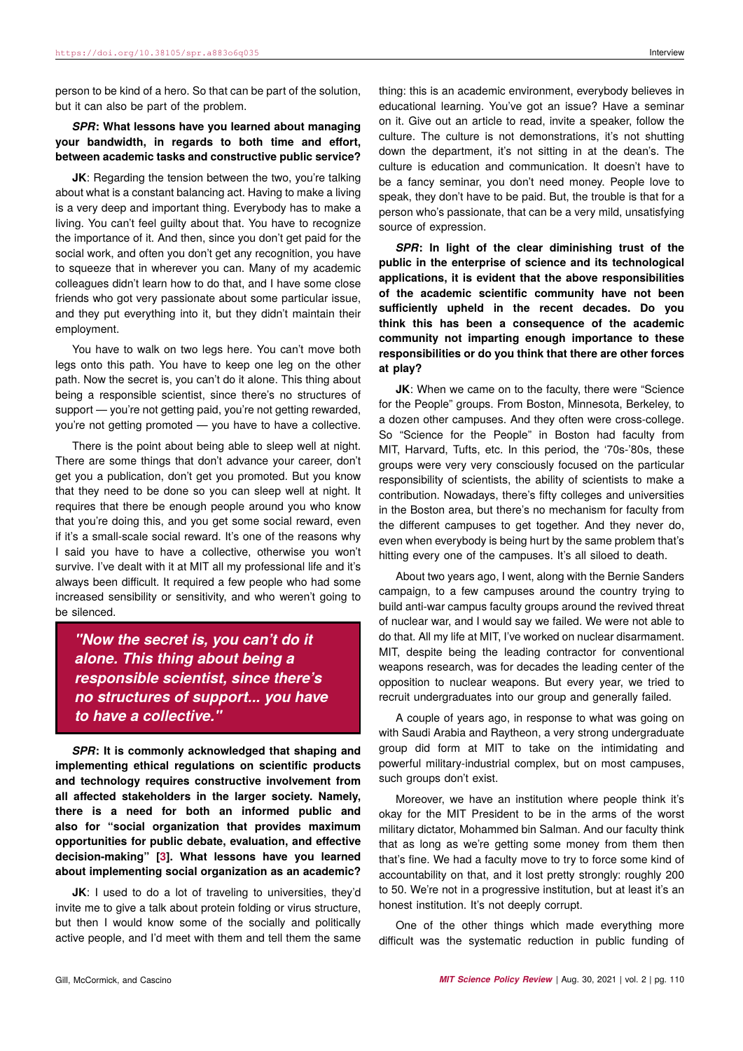person to be kind of a hero. So that can be part of the solution, but it can also be part of the problem.

***SPR*: What lessons have you learned about managing your bandwidth, in regards to both time and effort, between academic tasks and constructive public service?**

**JK**: Regarding the tension between the two, you're talking about what is a constant balancing act. Having to make a living is a very deep and important thing. Everybody has to make a living. You can't feel guilty about that. You have to recognize the importance of it. And then, since you don't get paid for the social work, and often you don't get any recognition, you have to squeeze that in wherever you can. Many of my academic colleagues didn't learn how to do that, and I have some close friends who got very passionate about some particular issue, and they put everything into it, but they didn't maintain their employment.

You have to walk on two legs here. You can't move both legs onto this path. You have to keep one leg on the other path. Now the secret is, you can't do it alone. This thing about being a responsible scientist, since there's no structures of support — you're not getting paid, you're not getting rewarded, you're not getting promoted — you have to have a collective.

There is the point about being able to sleep well at night. There are some things that don't advance your career, don't get you a publication, don't get you promoted. But you know that they need to be done so you can sleep well at night. It requires that there be enough people around you who know that you're doing this, and you get some social reward, even if it's a small-scale social reward. It's one of the reasons why I said you have to have a collective, otherwise you won't survive. I've dealt with it at MIT all my professional life and it's always been difficult. It required a few people who had some increased sensibility or sensitivity, and who weren't going to be silenced.

> ***"Now the secret is, you can't do it alone. This thing about being a responsible scientist, since there's no structures of support... you have to have a collective."***

***SPR*: It is commonly acknowledged that shaping and implementing ethical regulations on scientific products and technology requires constructive involvement from all affected stakeholders in the larger society. Namely, there is a need for both an informed public and also for "social organization that provides maximum opportunities for public debate, evaluation, and effective decision-making" [3]. What lessons have you learned about implementing social organization as an academic?**

**JK**: I used to do a lot of traveling to universities, they'd invite me to give a talk about protein folding or virus structure, but then I would know some of the socially and politically active people, and I'd meet with them and tell them the same thing: this is an academic environment, everybody believes in educational learning. You've got an issue? Have a seminar on it. Give out an article to read, invite a speaker, follow the culture. The culture is not demonstrations, it's not shutting down the department, it's not sitting in at the dean's. The culture is education and communication. It doesn't have to be a fancy seminar, you don't need money. People love to speak, they don't have to be paid. But, the trouble is that for a person who's passionate, that can be a very mild, unsatisfying source of expression.

***SPR*: In light of the clear diminishing trust of the public in the enterprise of science and its technological applications, it is evident that the above responsibilities of the academic scientific community have not been sufficiently upheld in the recent decades. Do you think this has been a consequence of the academic community not imparting enough importance to these responsibilities or do you think that there are other forces at play?**

**JK**: When we came on to the faculty, there were "Science for the People" groups. From Boston, Minnesota, Berkeley, to a dozen other campuses. And they often were cross-college. So "Science for the People" in Boston had faculty from MIT, Harvard, Tufts, etc. In this period, the '70s-'80s, these groups were very very consciously focused on the particular responsibility of scientists, the ability of scientists to make a contribution. Nowadays, there's fifty colleges and universities in the Boston area, but there's no mechanism for faculty from the different campuses to get together. And they never do, even when everybody is being hurt by the same problem that's hitting every one of the campuses. It's all siloed to death.

About two years ago, I went, along with the Bernie Sanders campaign, to a few campuses around the country trying to build anti-war campus faculty groups around the revived threat of nuclear war, and I would say we failed. We were not able to do that. All my life at MIT, I've worked on nuclear disarmament. MIT, despite being the leading contractor for conventional weapons research, was for decades the leading center of the opposition to nuclear weapons. But every year, we tried to recruit undergraduates into our group and generally failed.

A couple of years ago, in response to what was going on with Saudi Arabia and Raytheon, a very strong undergraduate group did form at MIT to take on the intimidating and powerful military-industrial complex, but on most campuses, such groups don't exist.

Moreover, we have an institution where people think it's okay for the MIT President to be in the arms of the worst military dictator, Mohammed bin Salman. And our faculty think that as long as we're getting some money from them then that's fine. We had a faculty move to try to force some kind of accountability on that, and it lost pretty strongly: roughly 200 to 50. We're not in a progressive institution, but at least it's an honest institution. It's not deeply corrupt.

One of the other things which made everything more difficult was the systematic reduction in public funding of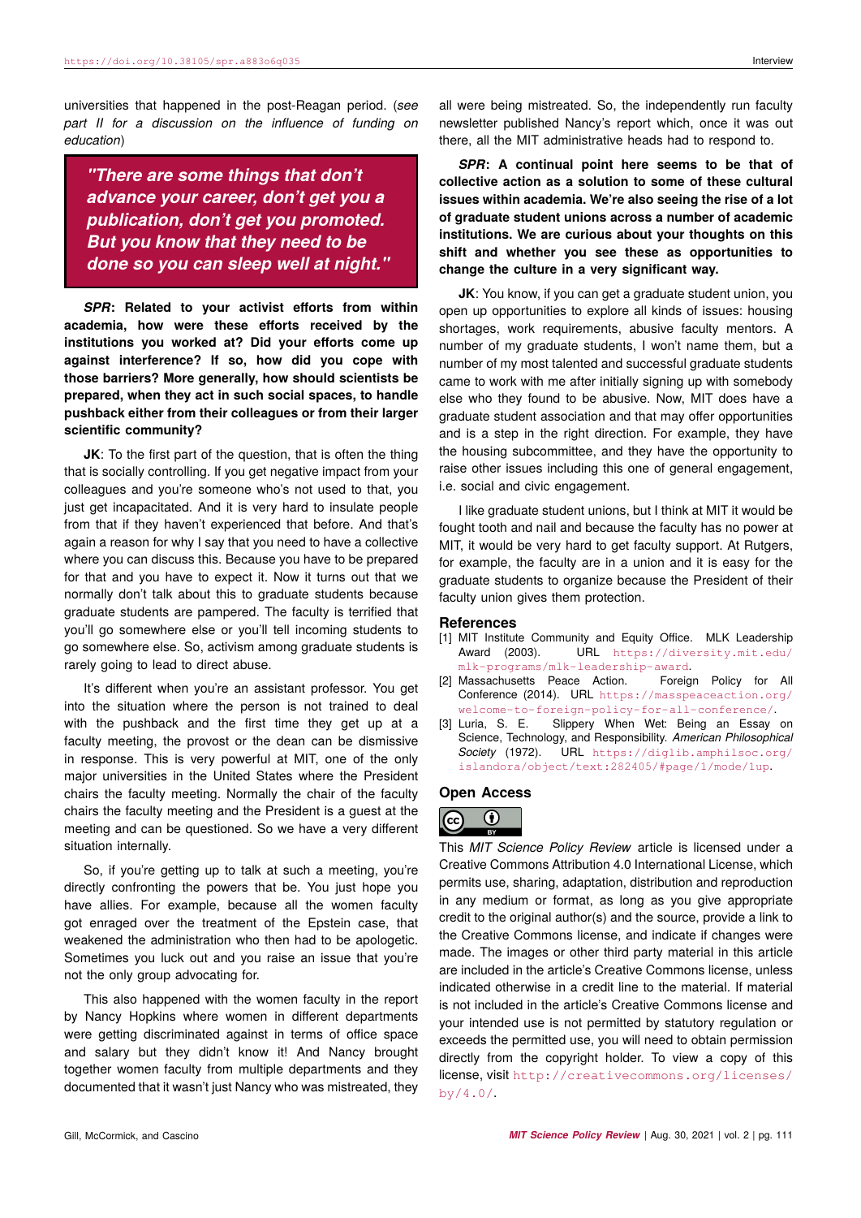universities that happened in the post-Reagan period. (*see part II for a discussion on the influence of funding on education*)

> *"There are some things that don't advance your career, don't get you a publication, don't get you promoted. But you know that they need to be done so you can sleep well at night."*

***SPR*: Related to your activist efforts from within academia, how were these efforts received by the institutions you worked at? Did your efforts come up against interference? If so, how did you cope with those barriers? More generally, how should scientists be prepared, when they act in such social spaces, to handle pushback either from their colleagues or from their larger scientific community?**

**JK**: To the first part of the question, that is often the thing that is socially controlling. If you get negative impact from your colleagues and you're someone who's not used to that, you just get incapacitated. And it is very hard to insulate people from that if they haven't experienced that before. And that's again a reason for why I say that you need to have a collective where you can discuss this. Because you have to be prepared for that and you have to expect it. Now it turns out that we normally don't talk about this to graduate students because graduate students are pampered. The faculty is terrified that you'll go somewhere else or you'll tell incoming students to go somewhere else. So, activism among graduate students is rarely going to lead to direct abuse.

It's different when you're an assistant professor. You get into the situation where the person is not trained to deal with the pushback and the first time they get up at a faculty meeting, the provost or the dean can be dismissive in response. This is very powerful at MIT, one of the only major universities in the United States where the President chairs the faculty meeting. Normally the chair of the faculty chairs the faculty meeting and the President is a guest at the meeting and can be questioned. So we have a very different situation internally.

So, if you're getting up to talk at such a meeting, you're directly confronting the powers that be. You just hope you have allies. For example, because all the women faculty got enraged over the treatment of the Epstein case, that weakened the administration who then had to be apologetic. Sometimes you luck out and you raise an issue that you're not the only group advocating for.

This also happened with the women faculty in the report by Nancy Hopkins where women in different departments were getting discriminated against in terms of office space and salary but they didn't know it! And Nancy brought together women faculty from multiple departments and they documented that it wasn't just Nancy who was mistreated, they all were being mistreated. So, the independently run faculty newsletter published Nancy's report which, once it was out there, all the MIT administrative heads had to respond to.

***SPR*: A continual point here seems to be that of collective action as a solution to some of these cultural issues within academia. We're also seeing the rise of a lot of graduate student unions across a number of academic institutions. We are curious about your thoughts on this shift and whether you see these as opportunities to change the culture in a very significant way.**

**JK**: You know, if you can get a graduate student union, you open up opportunities to explore all kinds of issues: housing shortages, work requirements, abusive faculty mentors. A number of my graduate students, I won't name them, but a number of my most talented and successful graduate students came to work with me after initially signing up with somebody else who they found to be abusive. Now, MIT does have a graduate student association and that may offer opportunities and is a step in the right direction. For example, they have the housing subcommittee, and they have the opportunity to raise other issues including this one of general engagement, i.e. social and civic engagement.

I like graduate student unions, but I think at MIT it would be fought tooth and nail and because the faculty has no power at MIT, it would be very hard to get faculty support. At Rutgers, for example, the faculty are in a union and it is easy for the graduate students to organize because the President of their faculty union gives them protection.

## References

[1] MIT Institute Community and Equity Office. MLK Leadership Award (2003). URL https://diversity.mit.edu/mlk-programs/mlk-leadership-award.

[2] Massachusetts Peace Action. Foreign Policy for All Conference (2014). URL https://masspeaceaction.org/welcome-to-foreign-policy-for-all-conference/.

[3] Luria, S. E. Slippery When Wet: Being an Essay on Science, Technology, and Responsibility. *American Philosophical Society* (1972). URL https://diglib.amphilsoc.org/islandora/object/text:282405/#page/1/mode/1up.

## Open Access

This *MIT Science Policy Review* article is licensed under a Creative Commons Attribution 4.0 International License, which permits use, sharing, adaptation, distribution and reproduction in any medium or format, as long as you give appropriate credit to the original author(s) and the source, provide a link to the Creative Commons license, and indicate if changes were made. The images or other third party material in this article are included in the article's Creative Commons license, unless indicated otherwise in a credit line to the material. If material is not included in the article's Creative Commons license and your intended use is not permitted by statutory regulation or exceeds the permitted use, you will need to obtain permission directly from the copyright holder. To view a copy of this license, visit http://creativecommons.org/licenses/by/4.0/.